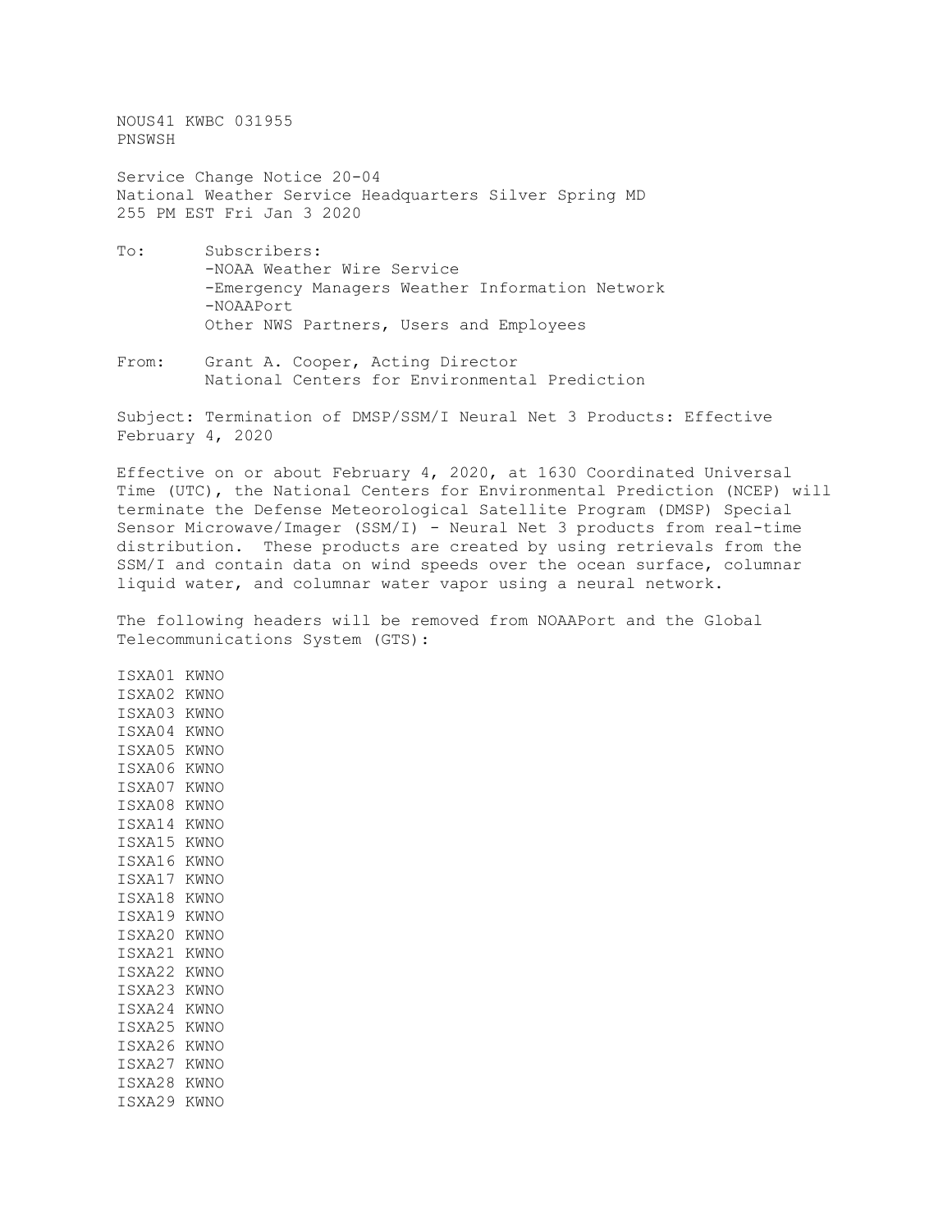NOUS41 KWBC 031955
PNSWSH

Service Change Notice 20-04
National Weather Service Headquarters Silver Spring MD
255 PM EST Fri Jan 3 2020

To: Subscribers:
-NOAA Weather Wire Service
-Emergency Managers Weather Information Network
-NOAAPort
Other NWS Partners, Users and Employees

From: Grant A. Cooper, Acting Director
National Centers for Environmental Prediction

Subject: Termination of DMSP/SSM/I Neural Net 3 Products: Effective February 4, 2020

Effective on or about February 4, 2020, at 1630 Coordinated Universal Time (UTC), the National Centers for Environmental Prediction (NCEP) will terminate the Defense Meteorological Satellite Program (DMSP) Special Sensor Microwave/Imager (SSM/I) - Neural Net 3 products from real-time distribution. These products are created by using retrievals from the SSM/I and contain data on wind speeds over the ocean surface, columnar liquid water, and columnar water vapor using a neural network.

The following headers will be removed from NOAAPort and the Global Telecommunications System (GTS):

ISXA01 KWNO
ISXA02 KWNO
ISXA03 KWNO
ISXA04 KWNO
ISXA05 KWNO
ISXA06 KWNO
ISXA07 KWNO
ISXA08 KWNO
ISXA14 KWNO
ISXA15 KWNO
ISXA16 KWNO
ISXA17 KWNO
ISXA18 KWNO
ISXA19 KWNO
ISXA20 KWNO
ISXA21 KWNO
ISXA22 KWNO
ISXA23 KWNO
ISXA24 KWNO
ISXA25 KWNO
ISXA26 KWNO
ISXA27 KWNO
ISXA28 KWNO
ISXA29 KWNO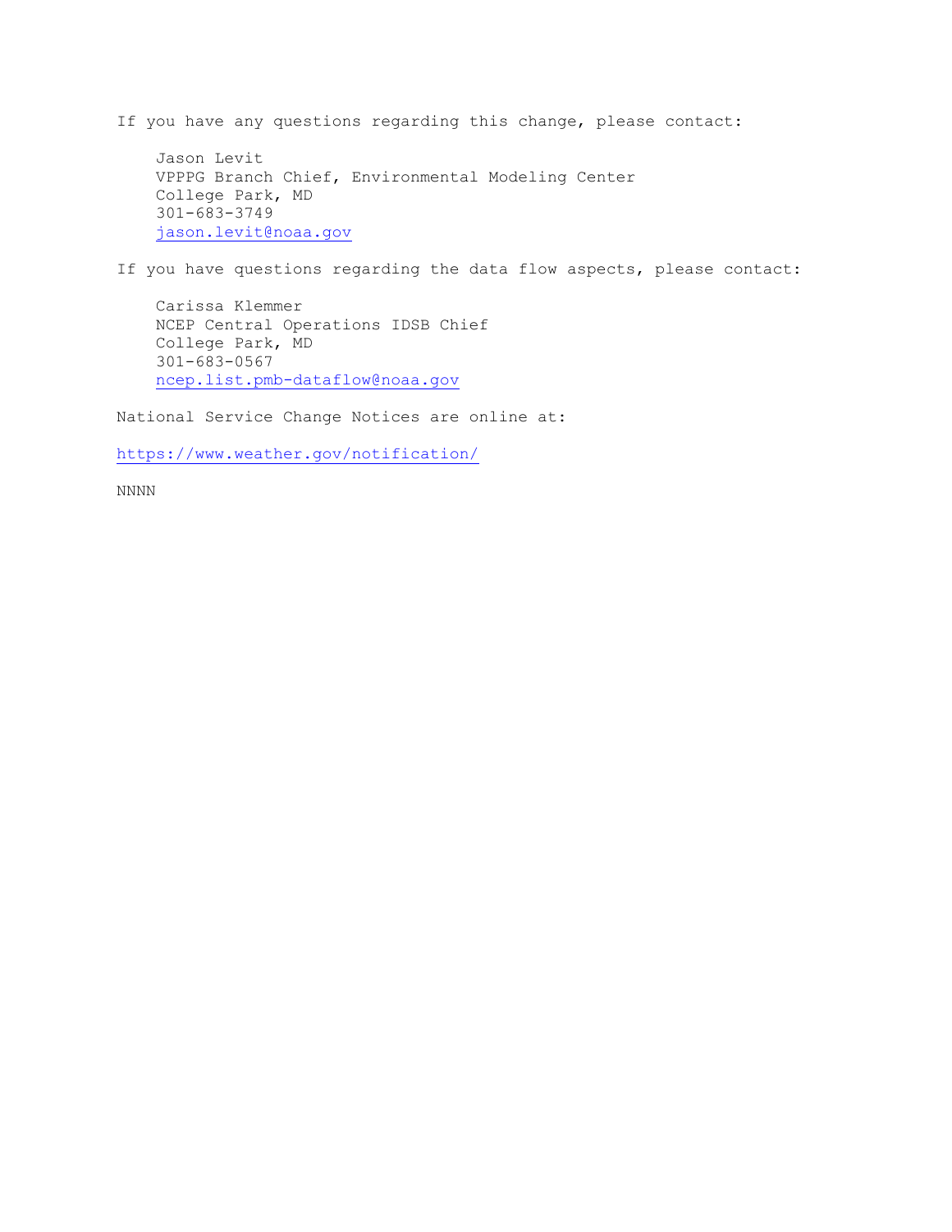If you have any questions regarding this change, please contact:

Jason Levit
VPPPG Branch Chief, Environmental Modeling Center
College Park, MD
301-683-3749
jason.levit@noaa.gov

If you have questions regarding the data flow aspects, please contact:

Carissa Klemmer
NCEP Central Operations IDSB Chief
College Park, MD
301-683-0567
ncep.list.pmb-dataflow@noaa.gov

National Service Change Notices are online at:

https://www.weather.gov/notification/

NNNN